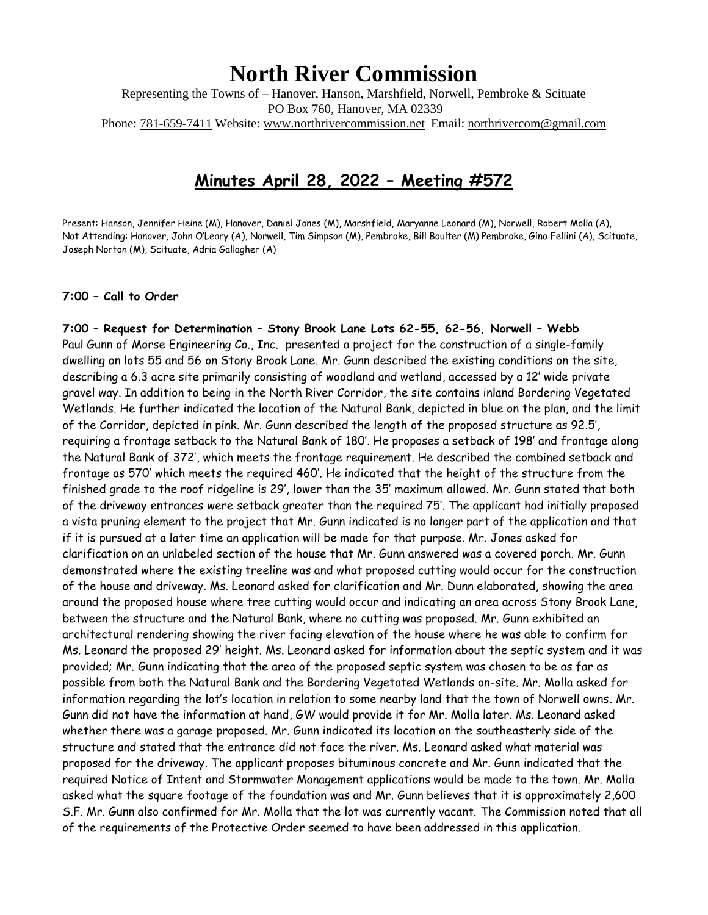# North River Commission

Representing the Towns of – Hanover, Hanson, Marshfield, Norwell, Pembroke & Scituate
PO Box 760, Hanover, MA 02339
Phone: 781-659-7411 Website: www.northrivercommission.net Email: northrivercom@gmail.com

## Minutes April 28, 2022 – Meeting #572

Present: Hanson, Jennifer Heine (M), Hanover, Daniel Jones (M), Marshfield, Maryanne Leonard (M), Norwell, Robert Molla (A),
Not Attending: Hanover, John O'Leary (A), Norwell, Tim Simpson (M), Pembroke, Bill Boulter (M) Pembroke, Gino Fellini (A), Scituate, Joseph Norton (M), Scituate, Adria Gallagher (A)

**7:00 – Call to Order**

**7:00 – Request for Determination – Stony Brook Lane Lots 62-55, 62-56, Norwell – Webb**
Paul Gunn of Morse Engineering Co., Inc. presented a project for the construction of a single-family dwelling on lots 55 and 56 on Stony Brook Lane. Mr. Gunn described the existing conditions on the site, describing a 6.3 acre site primarily consisting of woodland and wetland, accessed by a 12' wide private gravel way. In addition to being in the North River Corridor, the site contains inland Bordering Vegetated Wetlands. He further indicated the location of the Natural Bank, depicted in blue on the plan, and the limit of the Corridor, depicted in pink. Mr. Gunn described the length of the proposed structure as 92.5', requiring a frontage setback to the Natural Bank of 180'. He proposes a setback of 198' and frontage along the Natural Bank of 372', which meets the frontage requirement. He described the combined setback and frontage as 570' which meets the required 460'. He indicated that the height of the structure from the finished grade to the roof ridgeline is 29', lower than the 35' maximum allowed. Mr. Gunn stated that both of the driveway entrances were setback greater than the required 75'. The applicant had initially proposed a vista pruning element to the project that Mr. Gunn indicated is no longer part of the application and that if it is pursued at a later time an application will be made for that purpose. Mr. Jones asked for clarification on an unlabeled section of the house that Mr. Gunn answered was a covered porch. Mr. Gunn demonstrated where the existing treeline was and what proposed cutting would occur for the construction of the house and driveway. Ms. Leonard asked for clarification and Mr. Dunn elaborated, showing the area around the proposed house where tree cutting would occur and indicating an area across Stony Brook Lane, between the structure and the Natural Bank, where no cutting was proposed. Mr. Gunn exhibited an architectural rendering showing the river facing elevation of the house where he was able to confirm for Ms. Leonard the proposed 29' height. Ms. Leonard asked for information about the septic system and it was provided; Mr. Gunn indicating that the area of the proposed septic system was chosen to be as far as possible from both the Natural Bank and the Bordering Vegetated Wetlands on-site. Mr. Molla asked for information regarding the lot's location in relation to some nearby land that the town of Norwell owns. Mr. Gunn did not have the information at hand, GW would provide it for Mr. Molla later. Ms. Leonard asked whether there was a garage proposed. Mr. Gunn indicated its location on the southeasterly side of the structure and stated that the entrance did not face the river. Ms. Leonard asked what material was proposed for the driveway. The applicant proposes bituminous concrete and Mr. Gunn indicated that the required Notice of Intent and Stormwater Management applications would be made to the town. Mr. Molla asked what the square footage of the foundation was and Mr. Gunn believes that it is approximately 2,600 S.F. Mr. Gunn also confirmed for Mr. Molla that the lot was currently vacant. The Commission noted that all of the requirements of the Protective Order seemed to have been addressed in this application.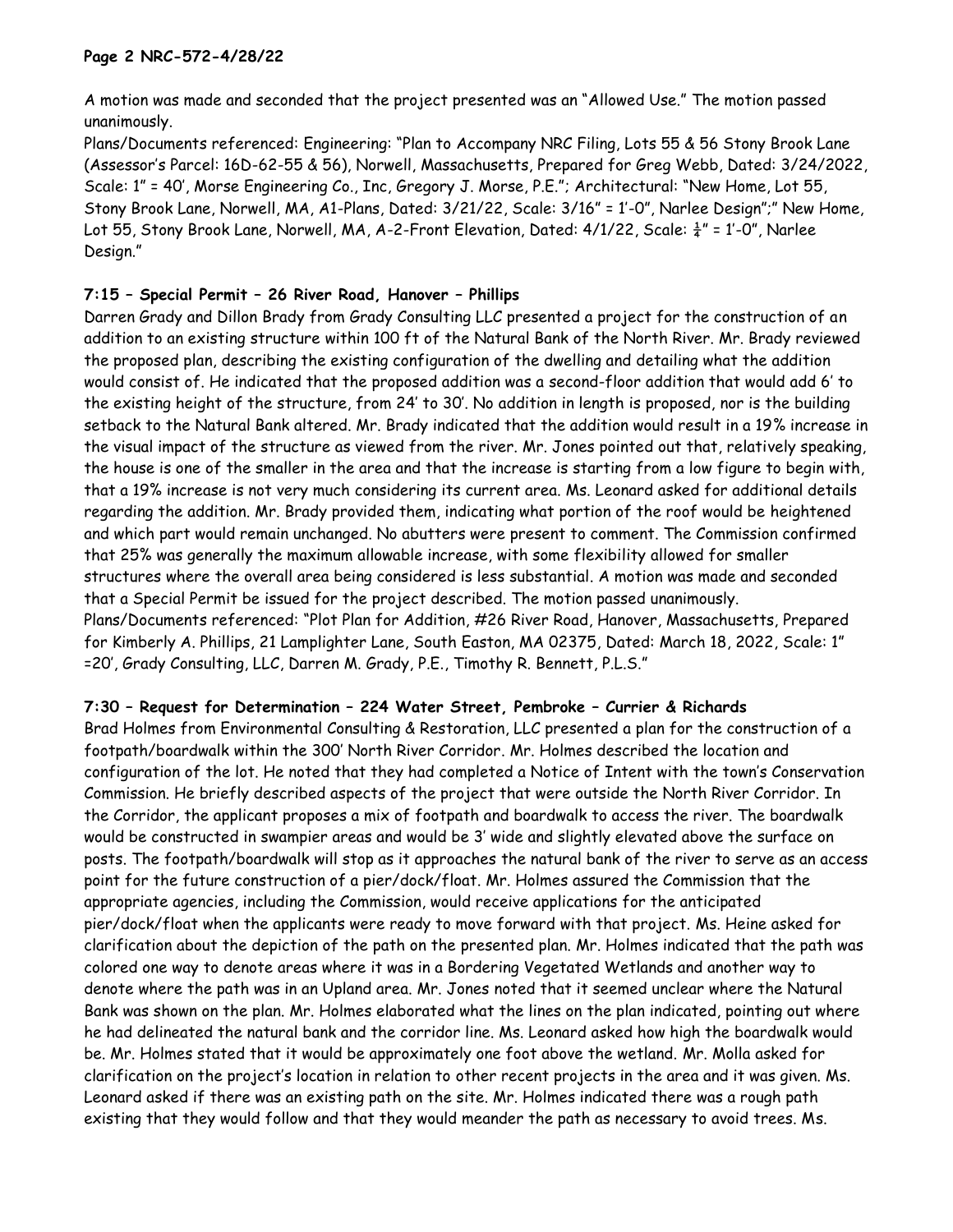A motion was made and seconded that the project presented was an "Allowed Use." The motion passed unanimously.

Plans/Documents referenced: Engineering: "Plan to Accompany NRC Filing, Lots 55 & 56 Stony Brook Lane (Assessor's Parcel: 16D-62-55 & 56), Norwell, Massachusetts, Prepared for Greg Webb, Dated: 3/24/2022, Scale: 1" = 40', Morse Engineering Co., Inc, Gregory J. Morse, P.E."; Architectural: "New Home, Lot 55, Stony Brook Lane, Norwell, MA, A1-Plans, Dated: 3/21/22, Scale: 3/16" = 1'-0", Narlee Design";" New Home, Lot 55, Stony Brook Lane, Norwell, MA, A-2-Front Elevation, Dated: 4/1/22, Scale: ¼" = 1'-0", Narlee Design."

### 7:15 – Special Permit – 26 River Road, Hanover – Phillips

Darren Grady and Dillon Brady from Grady Consulting LLC presented a project for the construction of an addition to an existing structure within 100 ft of the Natural Bank of the North River. Mr. Brady reviewed the proposed plan, describing the existing configuration of the dwelling and detailing what the addition would consist of. He indicated that the proposed addition was a second-floor addition that would add 6' to the existing height of the structure, from 24' to 30'. No addition in length is proposed, nor is the building setback to the Natural Bank altered. Mr. Brady indicated that the addition would result in a 19% increase in the visual impact of the structure as viewed from the river. Mr. Jones pointed out that, relatively speaking, the house is one of the smaller in the area and that the increase is starting from a low figure to begin with, that a 19% increase is not very much considering its current area. Ms. Leonard asked for additional details regarding the addition. Mr. Brady provided them, indicating what portion of the roof would be heightened and which part would remain unchanged. No abutters were present to comment. The Commission confirmed that 25% was generally the maximum allowable increase, with some flexibility allowed for smaller structures where the overall area being considered is less substantial. A motion was made and seconded that a Special Permit be issued for the project described. The motion passed unanimously.

Plans/Documents referenced: "Plot Plan for Addition, #26 River Road, Hanover, Massachusetts, Prepared for Kimberly A. Phillips, 21 Lamplighter Lane, South Easton, MA 02375, Dated: March 18, 2022, Scale: 1" =20', Grady Consulting, LLC, Darren M. Grady, P.E., Timothy R. Bennett, P.L.S."

### 7:30 – Request for Determination – 224 Water Street, Pembroke – Currier & Richards

Brad Holmes from Environmental Consulting & Restoration, LLC presented a plan for the construction of a footpath/boardwalk within the 300' North River Corridor. Mr. Holmes described the location and configuration of the lot. He noted that they had completed a Notice of Intent with the town's Conservation Commission. He briefly described aspects of the project that were outside the North River Corridor. In the Corridor, the applicant proposes a mix of footpath and boardwalk to access the river. The boardwalk would be constructed in swampier areas and would be 3' wide and slightly elevated above the surface on posts. The footpath/boardwalk will stop as it approaches the natural bank of the river to serve as an access point for the future construction of a pier/dock/float. Mr. Holmes assured the Commission that the appropriate agencies, including the Commission, would receive applications for the anticipated pier/dock/float when the applicants were ready to move forward with that project. Ms. Heine asked for clarification about the depiction of the path on the presented plan. Mr. Holmes indicated that the path was colored one way to denote areas where it was in a Bordering Vegetated Wetlands and another way to denote where the path was in an Upland area. Mr. Jones noted that it seemed unclear where the Natural Bank was shown on the plan. Mr. Holmes elaborated what the lines on the plan indicated, pointing out where he had delineated the natural bank and the corridor line. Ms. Leonard asked how high the boardwalk would be. Mr. Holmes stated that it would be approximately one foot above the wetland. Mr. Molla asked for clarification on the project's location in relation to other recent projects in the area and it was given. Ms. Leonard asked if there was an existing path on the site. Mr. Holmes indicated there was a rough path existing that they would follow and that they would meander the path as necessary to avoid trees. Ms.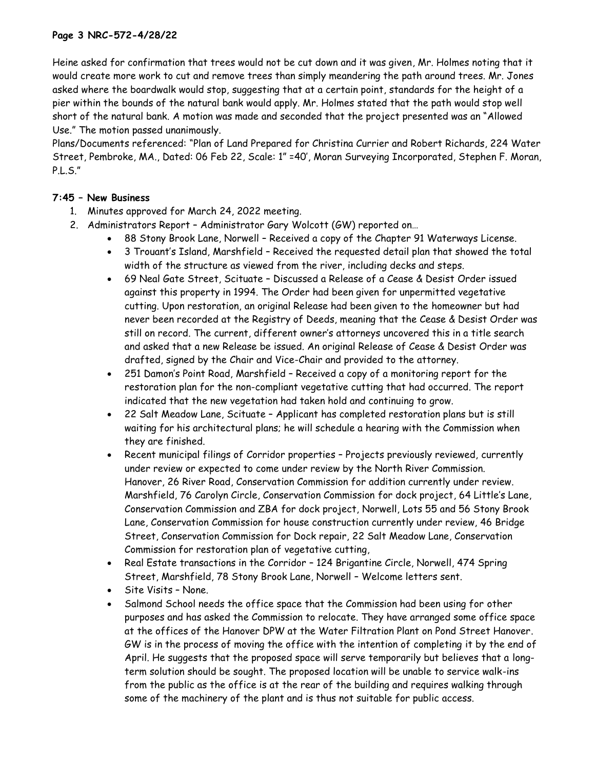Heine asked for confirmation that trees would not be cut down and it was given, Mr. Holmes noting that it would create more work to cut and remove trees than simply meandering the path around trees. Mr. Jones asked where the boardwalk would stop, suggesting that at a certain point, standards for the height of a pier within the bounds of the natural bank would apply. Mr. Holmes stated that the path would stop well short of the natural bank. A motion was made and seconded that the project presented was an "Allowed Use." The motion passed unanimously.

Plans/Documents referenced: "Plan of Land Prepared for Christina Currier and Robert Richards, 224 Water Street, Pembroke, MA., Dated: 06 Feb 22, Scale: 1" =40', Moran Surveying Incorporated, Stephen F. Moran, P.L.S."

**7:45 – New Business**

1. Minutes approved for March 24, 2022 meeting.
2. Administrators Report – Administrator Gary Wolcott (GW) reported on…
   - 88 Stony Brook Lane, Norwell – Received a copy of the Chapter 91 Waterways License.
   - 3 Trouant's Island, Marshfield – Received the requested detail plan that showed the total width of the structure as viewed from the river, including decks and steps.
   - 69 Neal Gate Street, Scituate – Discussed a Release of a Cease & Desist Order issued against this property in 1994. The Order had been given for unpermitted vegetative cutting. Upon restoration, an original Release had been given to the homeowner but had never been recorded at the Registry of Deeds, meaning that the Cease & Desist Order was still on record. The current, different owner's attorneys uncovered this in a title search and asked that a new Release be issued. An original Release of Cease & Desist Order was drafted, signed by the Chair and Vice-Chair and provided to the attorney.
   - 251 Damon's Point Road, Marshfield – Received a copy of a monitoring report for the restoration plan for the non-compliant vegetative cutting that had occurred. The report indicated that the new vegetation had taken hold and continuing to grow.
   - 22 Salt Meadow Lane, Scituate – Applicant has completed restoration plans but is still waiting for his architectural plans; he will schedule a hearing with the Commission when they are finished.
   - Recent municipal filings of Corridor properties – Projects previously reviewed, currently under review or expected to come under review by the North River Commission. Hanover, 26 River Road, Conservation Commission for addition currently under review. Marshfield, 76 Carolyn Circle, Conservation Commission for dock project, 64 Little's Lane, Conservation Commission and ZBA for dock project, Norwell, Lots 55 and 56 Stony Brook Lane, Conservation Commission for house construction currently under review, 46 Bridge Street, Conservation Commission for Dock repair, 22 Salt Meadow Lane, Conservation Commission for restoration plan of vegetative cutting,
   - Real Estate transactions in the Corridor – 124 Brigantine Circle, Norwell, 474 Spring Street, Marshfield, 78 Stony Brook Lane, Norwell – Welcome letters sent.
   - Site Visits – None.
   - Salmond School needs the office space that the Commission had been using for other purposes and has asked the Commission to relocate. They have arranged some office space at the offices of the Hanover DPW at the Water Filtration Plant on Pond Street Hanover. GW is in the process of moving the office with the intention of completing it by the end of April. He suggests that the proposed space will serve temporarily but believes that a long-term solution should be sought. The proposed location will be unable to service walk-ins from the public as the office is at the rear of the building and requires walking through some of the machinery of the plant and is thus not suitable for public access.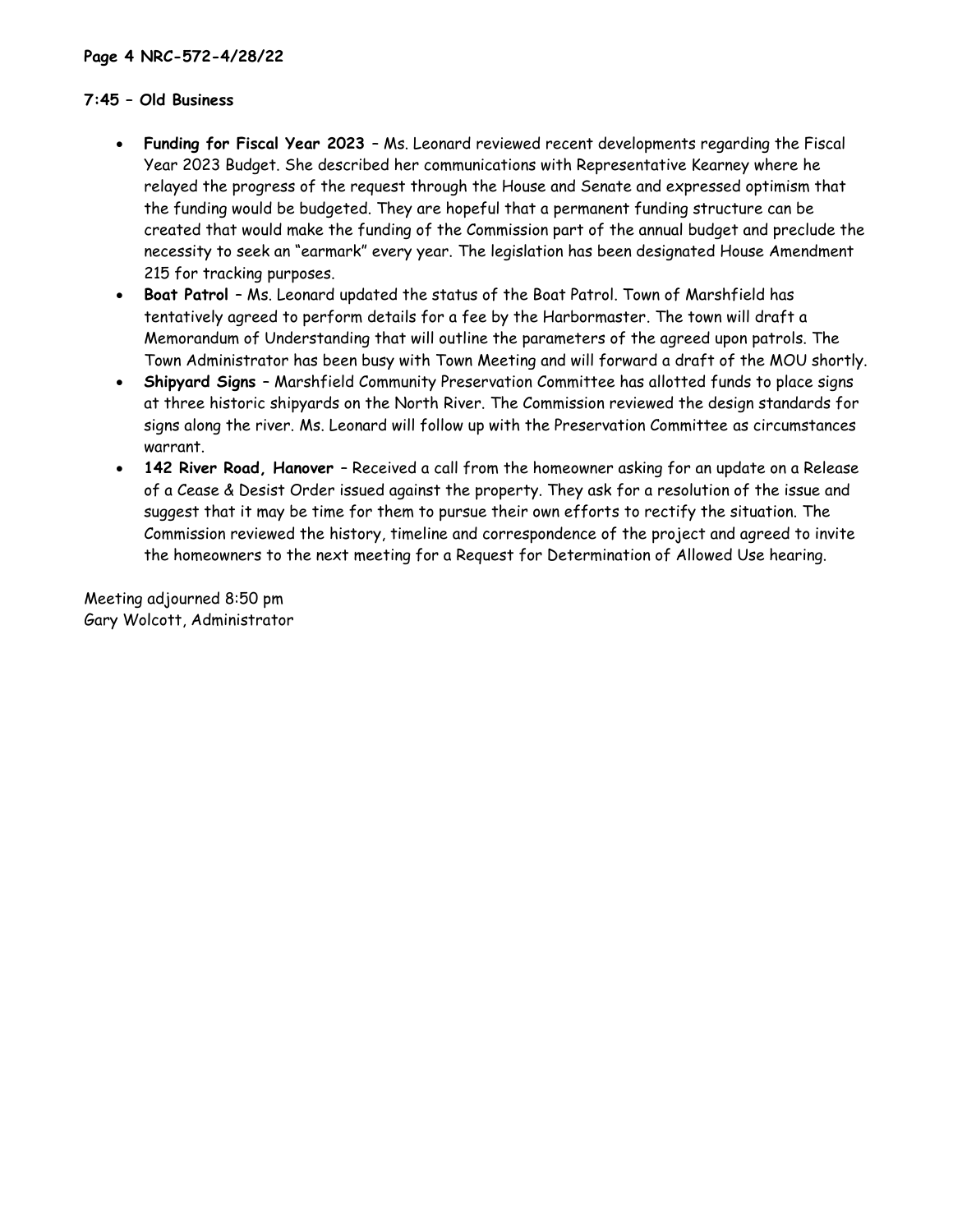**7:45 – Old Business**

- **Funding for Fiscal Year 2023** – Ms. Leonard reviewed recent developments regarding the Fiscal Year 2023 Budget. She described her communications with Representative Kearney where he relayed the progress of the request through the House and Senate and expressed optimism that the funding would be budgeted. They are hopeful that a permanent funding structure can be created that would make the funding of the Commission part of the annual budget and preclude the necessity to seek an "earmark" every year. The legislation has been designated House Amendment 215 for tracking purposes.
- **Boat Patrol** – Ms. Leonard updated the status of the Boat Patrol. Town of Marshfield has tentatively agreed to perform details for a fee by the Harbormaster. The town will draft a Memorandum of Understanding that will outline the parameters of the agreed upon patrols. The Town Administrator has been busy with Town Meeting and will forward a draft of the MOU shortly.
- **Shipyard Signs** – Marshfield Community Preservation Committee has allotted funds to place signs at three historic shipyards on the North River. The Commission reviewed the design standards for signs along the river. Ms. Leonard will follow up with the Preservation Committee as circumstances warrant.
- **142 River Road, Hanover** – Received a call from the homeowner asking for an update on a Release of a Cease & Desist Order issued against the property. They ask for a resolution of the issue and suggest that it may be time for them to pursue their own efforts to rectify the situation. The Commission reviewed the history, timeline and correspondence of the project and agreed to invite the homeowners to the next meeting for a Request for Determination of Allowed Use hearing.

Meeting adjourned 8:50 pm
Gary Wolcott, Administrator